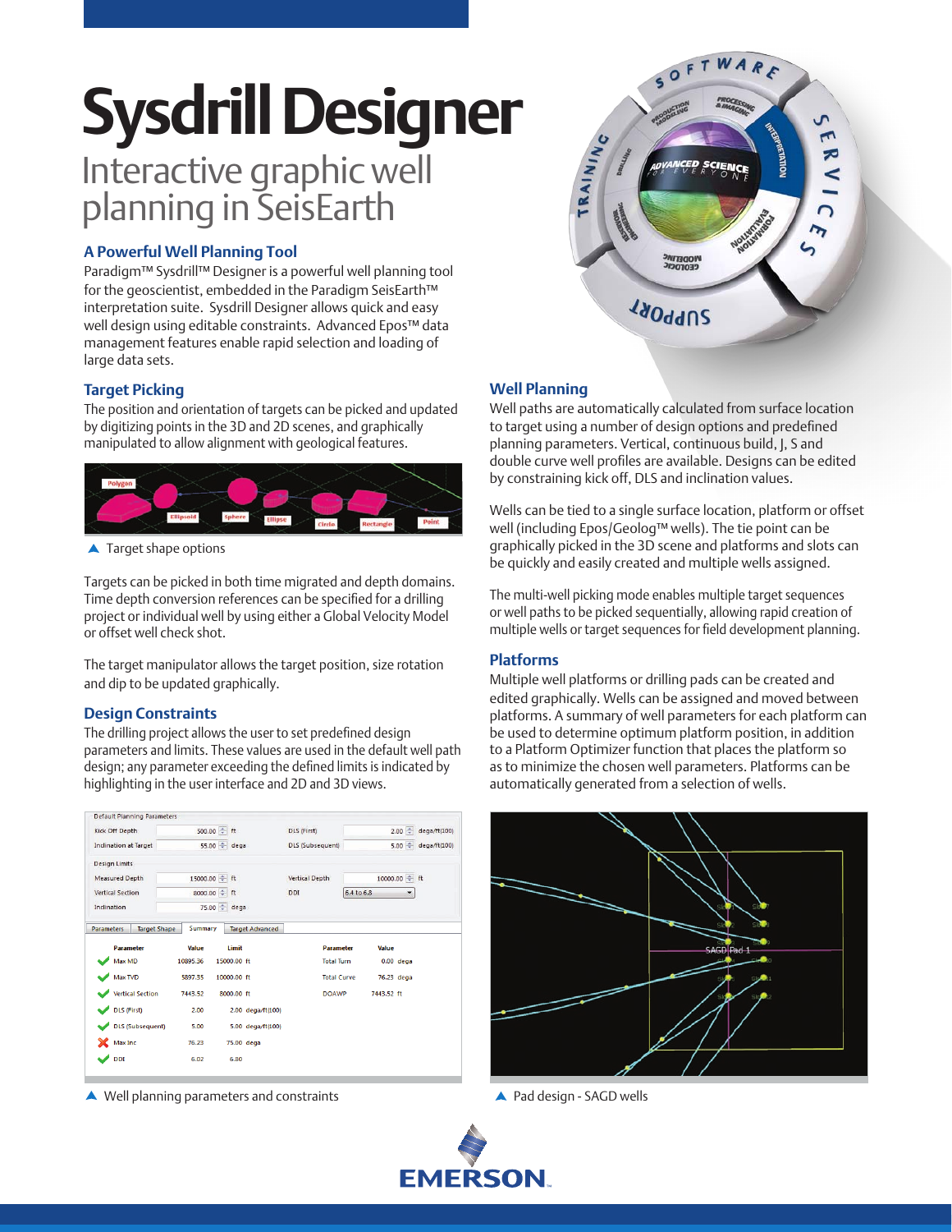# Sysdrill Designer

## Interactive graphic well planning in SeisEarth

### A Powerful Well Planning Tool

Paradigm™ Sysdrill™ Designer is a powerful well planning tool for the geoscientist, embedded in the Paradigm SeisEarth™ interpretation suite. Sysdrill Designer allows quick and easy well design using editable constraints. Advanced Epos™ data management features enable rapid selection and loading of large data sets.

### Target Picking

The position and orientation of targets can be picked and updated by digitizing points in the 3D and 2D scenes, and graphically manipulated to allow alignment with geological features.

▲ Target shape options

Targets can be picked in both time migrated and depth domains. Time depth conversion references can be specified for a drilling project or individual well by using either a Global Velocity Model or offset well check shot.

The target manipulator allows the target position, size rotation and dip to be updated graphically.

### Design Constraints

The drilling project allows the user to set predefined design parameters and limits. These values are used in the default well path design; any parameter exceeding the defined limits is indicated by highlighting in the user interface and 2D and 3D views.

▲ Well planning parameters and constraints

### Well Planning

Well paths are automatically calculated from surface location to target using a number of design options and predefined planning parameters. Vertical, continuous build, J, S and double curve well profiles are available. Designs can be edited by constraining kick off, DLS and inclination values.

Wells can be tied to a single surface location, platform or offset well (including Epos/Geolog™ wells). The tie point can be graphically picked in the 3D scene and platforms and slots can be quickly and easily created and multiple wells assigned.

The multi-well picking mode enables multiple target sequences or well paths to be picked sequentially, allowing rapid creation of multiple wells or target sequences for field development planning.

### Platforms

Multiple well platforms or drilling pads can be created and edited graphically. Wells can be assigned and moved between platforms. A summary of well parameters for each platform can be used to determine optimum platform position, in addition to a Platform Optimizer function that places the platform so as to minimize the chosen well parameters. Platforms can be automatically generated from a selection of wells.

▲ Pad design - SAGD wells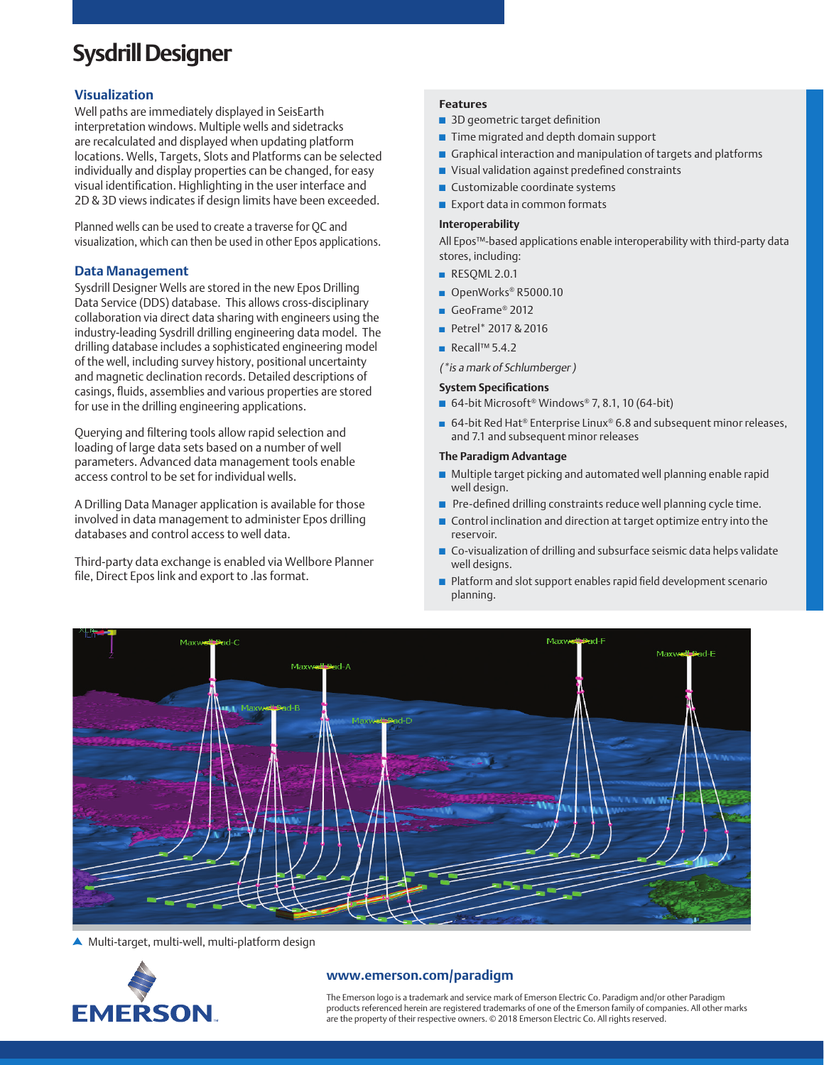# Sysdrill Designer

## Visualization

Well paths are immediately displayed in SeisEarth interpretation windows. Multiple wells and sidetracks are recalculated and displayed when updating platform locations. Wells, Targets, Slots and Platforms can be selected individually and display properties can be changed, for easy visual identification. Highlighting in the user interface and 2D & 3D views indicates if design limits have been exceeded.

Planned wells can be used to create a traverse for QC and visualization, which can then be used in other Epos applications.

## Data Management

Sysdrill Designer Wells are stored in the new Epos Drilling Data Service (DDS) database. This allows cross-disciplinary collaboration via direct data sharing with engineers using the industry-leading Sysdrill drilling engineering data model. The drilling database includes a sophisticated engineering model of the well, including survey history, positional uncertainty and magnetic declination records. Detailed descriptions of casings, fluids, assemblies and various properties are stored for use in the drilling engineering applications.

Querying and filtering tools allow rapid selection and loading of large data sets based on a number of well parameters. Advanced data management tools enable access control to be set for individual wells.

A Drilling Data Manager application is available for those involved in data management to administer Epos drilling databases and control access to well data.

Third-party data exchange is enabled via Wellbore Planner file, Direct Epos link and export to .las format.

### Features

- 3D geometric target definition
- Time migrated and depth domain support
- Graphical interaction and manipulation of targets and platforms
- Visual validation against predefined constraints
- Customizable coordinate systems
- Export data in common formats

### Interoperability

All Epos™-based applications enable interoperability with third-party data stores, including:

- RESQML 2.0.1
- OpenWorks® R5000.10
- GeoFrame® 2012
- Petrel* 2017 & 2016
- Recall™ 5.4.2

*(\*is a mark of Schlumberger)*

### System Specifications

- 64-bit Microsoft® Windows® 7, 8.1, 10 (64-bit)
- 64-bit Red Hat® Enterprise Linux® 6.8 and subsequent minor releases, and 7.1 and subsequent minor releases

### The Paradigm Advantage

- Multiple target picking and automated well planning enable rapid well design.
- Pre-defined drilling constraints reduce well planning cycle time.
- Control inclination and direction at target optimize entry into the reservoir.
- Co-visualization of drilling and subsurface seismic data helps validate well designs.
- Platform and slot support enables rapid field development scenario planning.

▲ Multi-target, multi-well, multi-platform design

**www.emerson.com/paradigm**

The Emerson logo is a trademark and service mark of Emerson Electric Co. Paradigm and/or other Paradigm products referenced herein are registered trademarks of one of the Emerson family of companies. All other marks are the property of their respective owners. © 2018 Emerson Electric Co. All rights reserved.